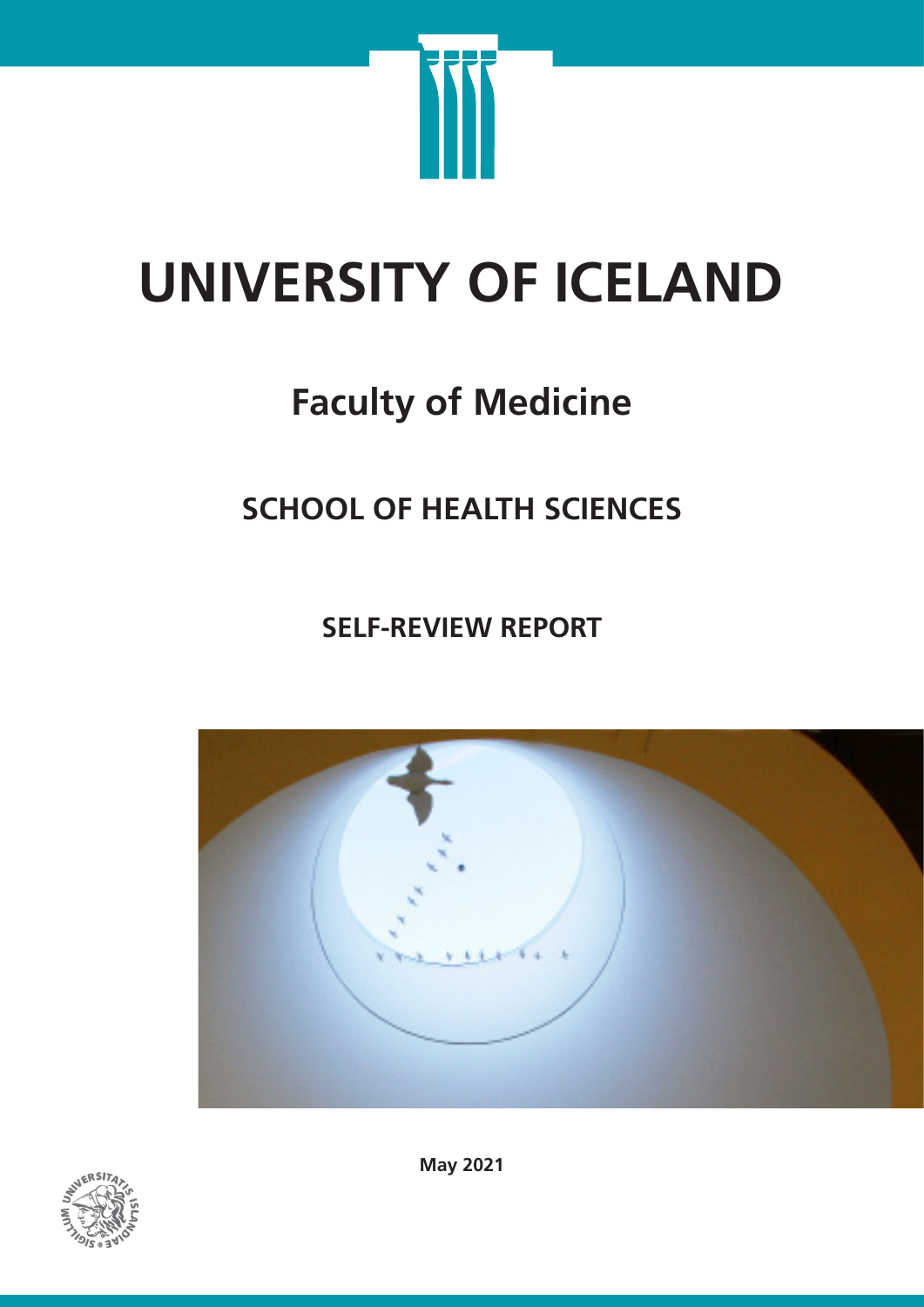# UNIVERSITY OF ICELAND

## Faculty of Medicine

## SCHOOL OF HEALTH SCIENCES

### SELF-REVIEW REPORT

**May 2021**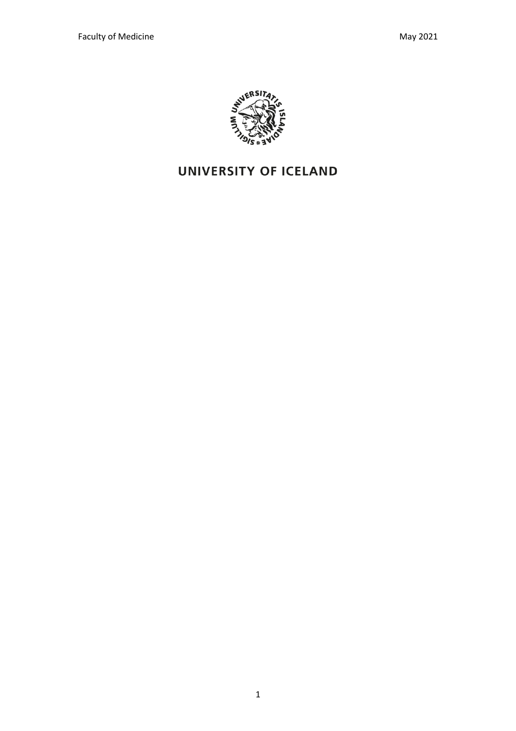# UNIVERSITY OF ICELAND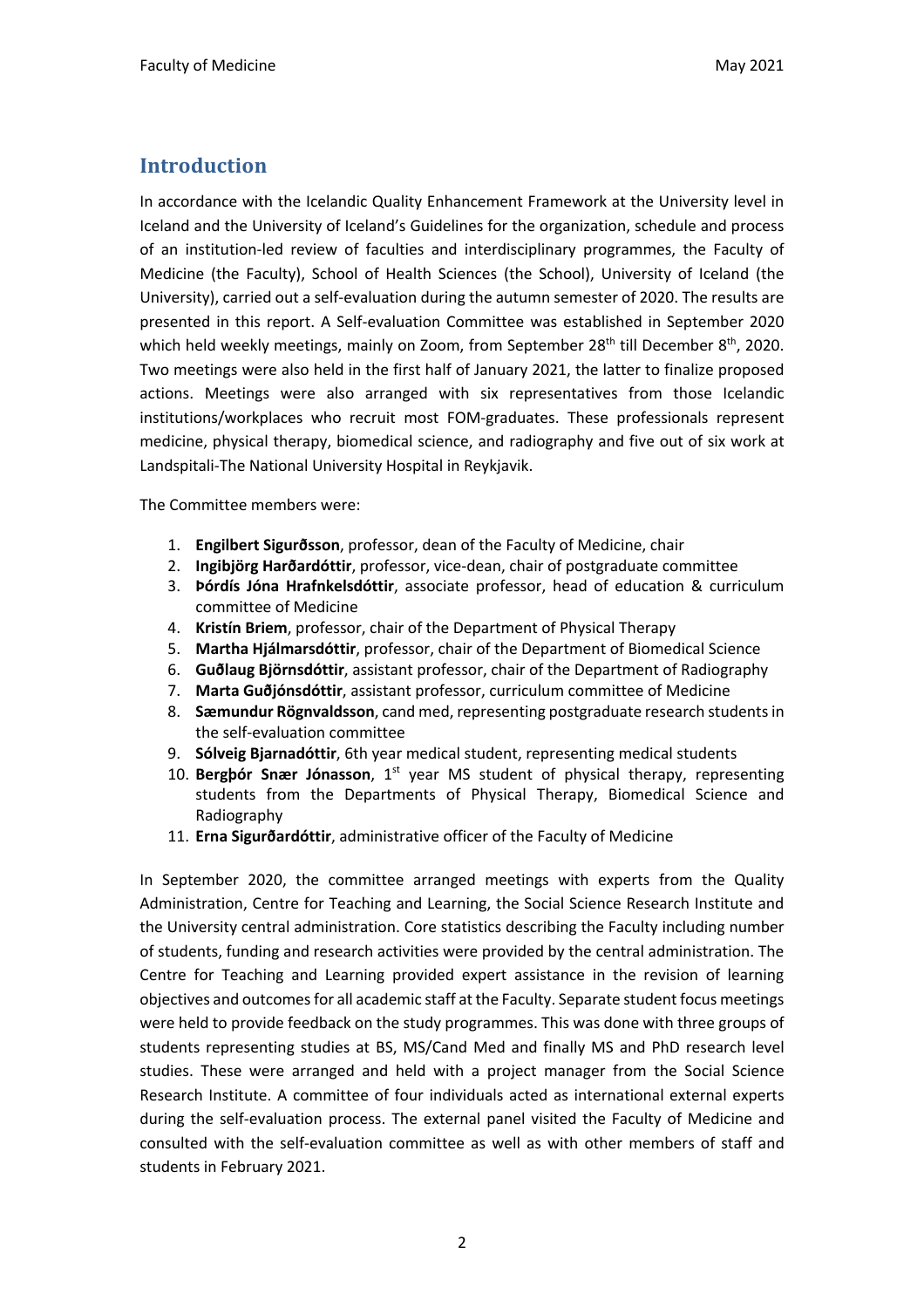## Introduction

In accordance with the Icelandic Quality Enhancement Framework at the University level in Iceland and the University of Iceland's Guidelines for the organization, schedule and process of an institution-led review of faculties and interdisciplinary programmes, the Faculty of Medicine (the Faculty), School of Health Sciences (the School), University of Iceland (the University), carried out a self-evaluation during the autumn semester of 2020. The results are presented in this report. A Self-evaluation Committee was established in September 2020 which held weekly meetings, mainly on Zoom, from September 28th till December 8th, 2020. Two meetings were also held in the first half of January 2021, the latter to finalize proposed actions. Meetings were also arranged with six representatives from those Icelandic institutions/workplaces who recruit most FOM-graduates. These professionals represent medicine, physical therapy, biomedical science, and radiography and five out of six work at Landspitali-The National University Hospital in Reykjavik.

The Committee members were:

1. **Engilbert Sigurðsson**, professor, dean of the Faculty of Medicine, chair
2. **Ingibjörg Harðardóttir**, professor, vice-dean, chair of postgraduate committee
3. **Þórdís Jóna Hrafnkelsdóttir**, associate professor, head of education & curriculum committee of Medicine
4. **Kristín Briem**, professor, chair of the Department of Physical Therapy
5. **Martha Hjálmarsdóttir**, professor, chair of the Department of Biomedical Science
6. **Guðlaug Björnsdóttir**, assistant professor, chair of the Department of Radiography
7. **Marta Guðjónsdóttir**, assistant professor, curriculum committee of Medicine
8. **Sæmundur Rögnvaldsson**, cand med, representing postgraduate research students in the self-evaluation committee
9. **Sólveig Bjarnadóttir**, 6th year medical student, representing medical students
10. **Bergþór Snær Jónasson**, 1st year MS student of physical therapy, representing students from the Departments of Physical Therapy, Biomedical Science and Radiography
11. **Erna Sigurðardóttir**, administrative officer of the Faculty of Medicine

In September 2020, the committee arranged meetings with experts from the Quality Administration, Centre for Teaching and Learning, the Social Science Research Institute and the University central administration. Core statistics describing the Faculty including number of students, funding and research activities were provided by the central administration. The Centre for Teaching and Learning provided expert assistance in the revision of learning objectives and outcomes for all academic staff at the Faculty. Separate student focus meetings were held to provide feedback on the study programmes. This was done with three groups of students representing studies at BS, MS/Cand Med and finally MS and PhD research level studies. These were arranged and held with a project manager from the Social Science Research Institute. A committee of four individuals acted as international external experts during the self-evaluation process. The external panel visited the Faculty of Medicine and consulted with the self-evaluation committee as well as with other members of staff and students in February 2021.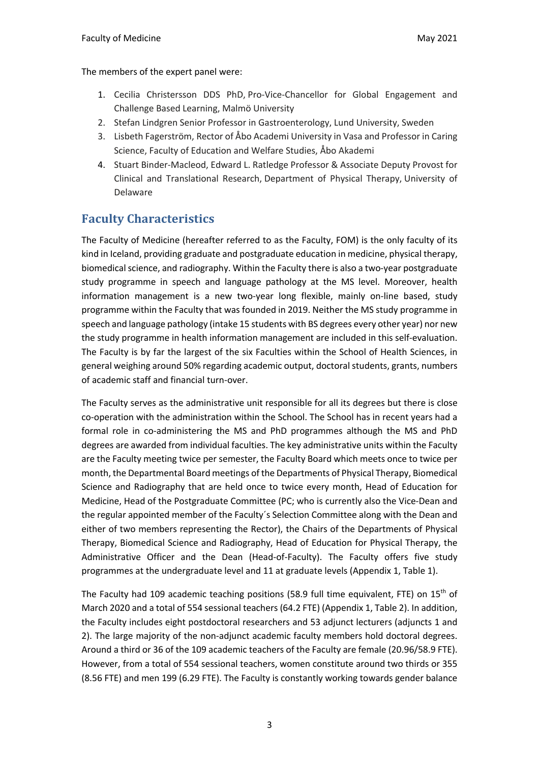The members of the expert panel were:

1. Cecilia Christersson DDS PhD, Pro-Vice-Chancellor for Global Engagement and Challenge Based Learning, Malmö University
2. Stefan Lindgren Senior Professor in Gastroenterology, Lund University, Sweden
3. Lisbeth Fagerström, Rector of Åbo Academi University in Vasa and Professor in Caring Science, Faculty of Education and Welfare Studies, Åbo Akademi
4. Stuart Binder-Macleod, Edward L. Ratledge Professor & Associate Deputy Provost for Clinical and Translational Research, Department of Physical Therapy, University of Delaware

## Faculty Characteristics

The Faculty of Medicine (hereafter referred to as the Faculty, FOM) is the only faculty of its kind in Iceland, providing graduate and postgraduate education in medicine, physical therapy, biomedical science, and radiography. Within the Faculty there is also a two-year postgraduate study programme in speech and language pathology at the MS level. Moreover, health information management is a new two-year long flexible, mainly on-line based, study programme within the Faculty that was founded in 2019. Neither the MS study programme in speech and language pathology (intake 15 students with BS degrees every other year) nor new the study programme in health information management are included in this self-evaluation. The Faculty is by far the largest of the six Faculties within the School of Health Sciences, in general weighing around 50% regarding academic output, doctoral students, grants, numbers of academic staff and financial turn-over.

The Faculty serves as the administrative unit responsible for all its degrees but there is close co-operation with the administration within the School. The School has in recent years had a formal role in co-administering the MS and PhD programmes although the MS and PhD degrees are awarded from individual faculties. The key administrative units within the Faculty are the Faculty meeting twice per semester, the Faculty Board which meets once to twice per month, the Departmental Board meetings of the Departments of Physical Therapy, Biomedical Science and Radiography that are held once to twice every month, Head of Education for Medicine, Head of the Postgraduate Committee (PC; who is currently also the Vice-Dean and the regular appointed member of the Faculty´s Selection Committee along with the Dean and either of two members representing the Rector), the Chairs of the Departments of Physical Therapy, Biomedical Science and Radiography, Head of Education for Physical Therapy, the Administrative Officer and the Dean (Head-of-Faculty). The Faculty offers five study programmes at the undergraduate level and 11 at graduate levels (Appendix 1, Table 1).

The Faculty had 109 academic teaching positions (58.9 full time equivalent, FTE) on 15th of March 2020 and a total of 554 sessional teachers (64.2 FTE) (Appendix 1, Table 2). In addition, the Faculty includes eight postdoctoral researchers and 53 adjunct lecturers (adjuncts 1 and 2). The large majority of the non-adjunct academic faculty members hold doctoral degrees. Around a third or 36 of the 109 academic teachers of the Faculty are female (20.96/58.9 FTE). However, from a total of 554 sessional teachers, women constitute around two thirds or 355 (8.56 FTE) and men 199 (6.29 FTE). The Faculty is constantly working towards gender balance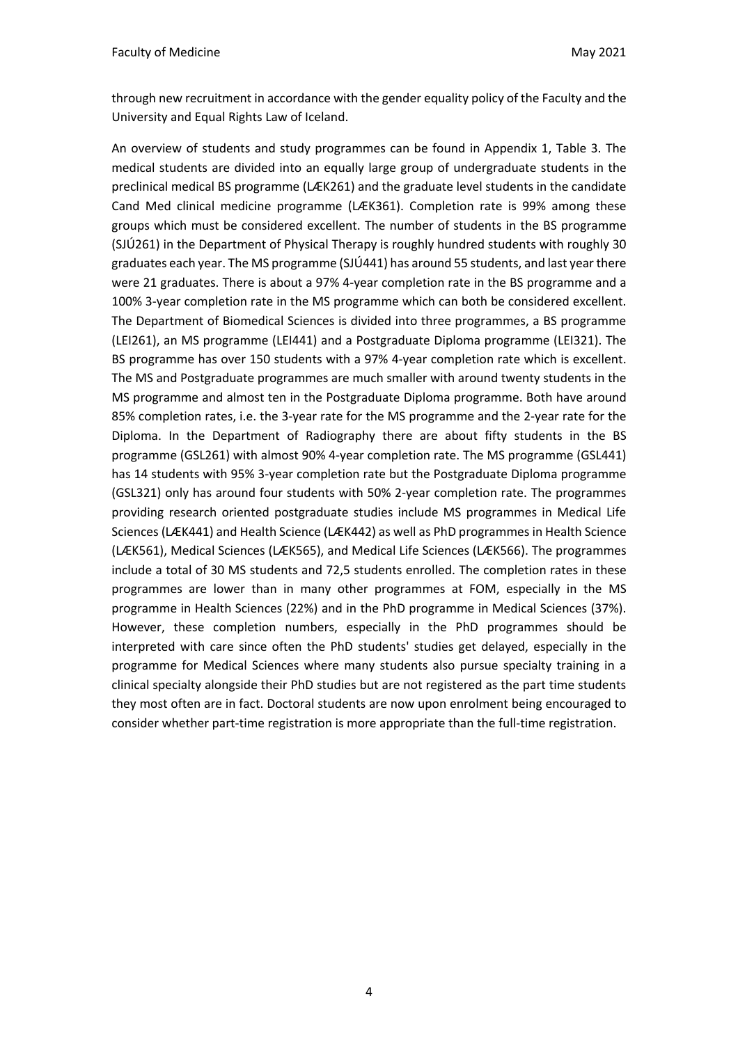through new recruitment in accordance with the gender equality policy of the Faculty and the University and Equal Rights Law of Iceland.

An overview of students and study programmes can be found in Appendix 1, Table 3. The medical students are divided into an equally large group of undergraduate students in the preclinical medical BS programme (LÆK261) and the graduate level students in the candidate Cand Med clinical medicine programme (LÆK361). Completion rate is 99% among these groups which must be considered excellent. The number of students in the BS programme (SJÚ261) in the Department of Physical Therapy is roughly hundred students with roughly 30 graduates each year. The MS programme (SJÚ441) has around 55 students, and last year there were 21 graduates. There is about a 97% 4-year completion rate in the BS programme and a 100% 3-year completion rate in the MS programme which can both be considered excellent. The Department of Biomedical Sciences is divided into three programmes, a BS programme (LEI261), an MS programme (LEI441) and a Postgraduate Diploma programme (LEI321). The BS programme has over 150 students with a 97% 4-year completion rate which is excellent. The MS and Postgraduate programmes are much smaller with around twenty students in the MS programme and almost ten in the Postgraduate Diploma programme. Both have around 85% completion rates, i.e. the 3-year rate for the MS programme and the 2-year rate for the Diploma. In the Department of Radiography there are about fifty students in the BS programme (GSL261) with almost 90% 4-year completion rate. The MS programme (GSL441) has 14 students with 95% 3-year completion rate but the Postgraduate Diploma programme (GSL321) only has around four students with 50% 2-year completion rate. The programmes providing research oriented postgraduate studies include MS programmes in Medical Life Sciences (LÆK441) and Health Science (LÆK442) as well as PhD programmes in Health Science (LÆK561), Medical Sciences (LÆK565), and Medical Life Sciences (LÆK566). The programmes include a total of 30 MS students and 72,5 students enrolled. The completion rates in these programmes are lower than in many other programmes at FOM, especially in the MS programme in Health Sciences (22%) and in the PhD programme in Medical Sciences (37%). However, these completion numbers, especially in the PhD programmes should be interpreted with care since often the PhD students' studies get delayed, especially in the programme for Medical Sciences where many students also pursue specialty training in a clinical specialty alongside their PhD studies but are not registered as the part time students they most often are in fact. Doctoral students are now upon enrolment being encouraged to consider whether part-time registration is more appropriate than the full-time registration.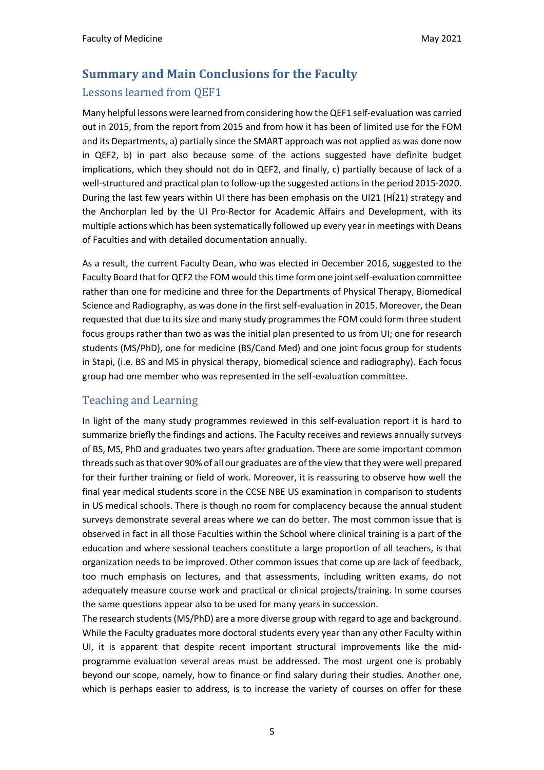## Summary and Main Conclusions for the Faculty

### Lessons learned from QEF1

Many helpful lessons were learned from considering how the QEF1 self-evaluation was carried out in 2015, from the report from 2015 and from how it has been of limited use for the FOM and its Departments, a) partially since the SMART approach was not applied as was done now in QEF2, b) in part also because some of the actions suggested have definite budget implications, which they should not do in QEF2, and finally, c) partially because of lack of a well-structured and practical plan to follow-up the suggested actions in the period 2015-2020. During the last few years within UI there has been emphasis on the UI21 (HÍ21) strategy and the Anchorplan led by the UI Pro-Rector for Academic Affairs and Development, with its multiple actions which has been systematically followed up every year in meetings with Deans of Faculties and with detailed documentation annually.

As a result, the current Faculty Dean, who was elected in December 2016, suggested to the Faculty Board that for QEF2 the FOM would this time form one joint self-evaluation committee rather than one for medicine and three for the Departments of Physical Therapy, Biomedical Science and Radiography, as was done in the first self-evaluation in 2015. Moreover, the Dean requested that due to its size and many study programmes the FOM could form three student focus groups rather than two as was the initial plan presented to us from UI; one for research students (MS/PhD), one for medicine (BS/Cand Med) and one joint focus group for students in Stapi, (i.e. BS and MS in physical therapy, biomedical science and radiography). Each focus group had one member who was represented in the self-evaluation committee.

### Teaching and Learning

In light of the many study programmes reviewed in this self-evaluation report it is hard to summarize briefly the findings and actions. The Faculty receives and reviews annually surveys of BS, MS, PhD and graduates two years after graduation. There are some important common threads such as that over 90% of all our graduates are of the view that they were well prepared for their further training or field of work. Moreover, it is reassuring to observe how well the final year medical students score in the CCSE NBE US examination in comparison to students in US medical schools. There is though no room for complacency because the annual student surveys demonstrate several areas where we can do better. The most common issue that is observed in fact in all those Faculties within the School where clinical training is a part of the education and where sessional teachers constitute a large proportion of all teachers, is that organization needs to be improved. Other common issues that come up are lack of feedback, too much emphasis on lectures, and that assessments, including written exams, do not adequately measure course work and practical or clinical projects/training. In some courses the same questions appear also to be used for many years in succession.

The research students (MS/PhD) are a more diverse group with regard to age and background. While the Faculty graduates more doctoral students every year than any other Faculty within UI, it is apparent that despite recent important structural improvements like the mid-programme evaluation several areas must be addressed. The most urgent one is probably beyond our scope, namely, how to finance or find salary during their studies. Another one, which is perhaps easier to address, is to increase the variety of courses on offer for these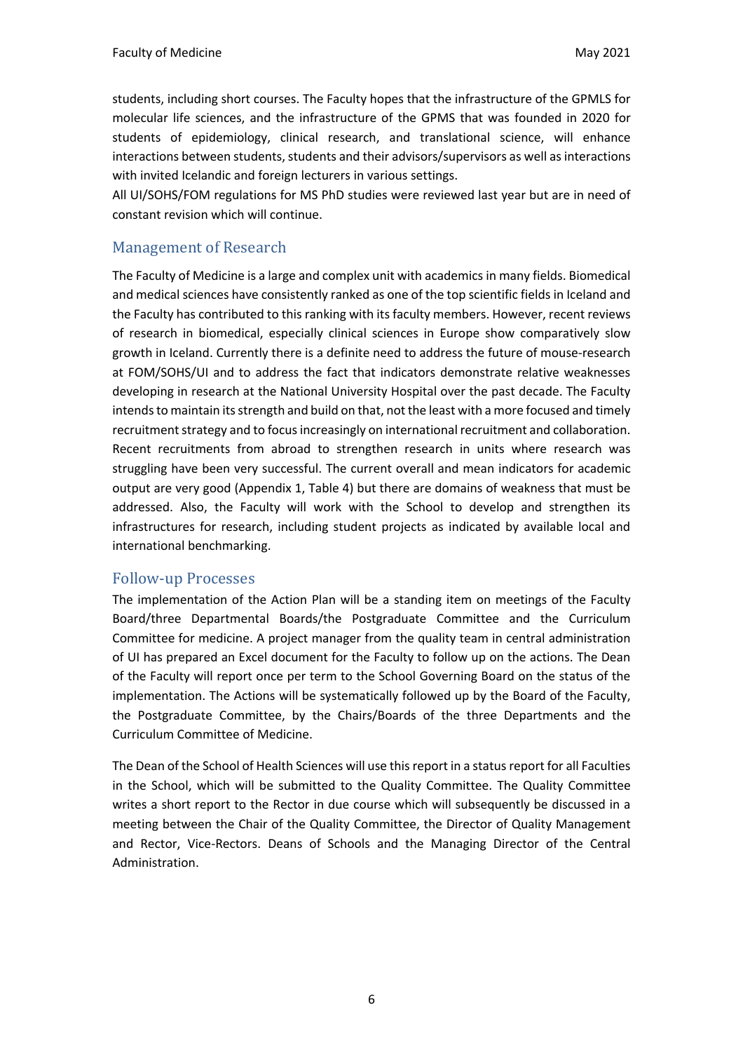students, including short courses. The Faculty hopes that the infrastructure of the GPMLS for molecular life sciences, and the infrastructure of the GPMS that was founded in 2020 for students of epidemiology, clinical research, and translational science, will enhance interactions between students, students and their advisors/supervisors as well as interactions with invited Icelandic and foreign lecturers in various settings.

All UI/SOHS/FOM regulations for MS PhD studies were reviewed last year but are in need of constant revision which will continue.

## Management of Research

The Faculty of Medicine is a large and complex unit with academics in many fields. Biomedical and medical sciences have consistently ranked as one of the top scientific fields in Iceland and the Faculty has contributed to this ranking with its faculty members. However, recent reviews of research in biomedical, especially clinical sciences in Europe show comparatively slow growth in Iceland. Currently there is a definite need to address the future of mouse-research at FOM/SOHS/UI and to address the fact that indicators demonstrate relative weaknesses developing in research at the National University Hospital over the past decade. The Faculty intends to maintain its strength and build on that, not the least with a more focused and timely recruitment strategy and to focus increasingly on international recruitment and collaboration. Recent recruitments from abroad to strengthen research in units where research was struggling have been very successful. The current overall and mean indicators for academic output are very good (Appendix 1, Table 4) but there are domains of weakness that must be addressed. Also, the Faculty will work with the School to develop and strengthen its infrastructures for research, including student projects as indicated by available local and international benchmarking.

## Follow-up Processes

The implementation of the Action Plan will be a standing item on meetings of the Faculty Board/three Departmental Boards/the Postgraduate Committee and the Curriculum Committee for medicine. A project manager from the quality team in central administration of UI has prepared an Excel document for the Faculty to follow up on the actions. The Dean of the Faculty will report once per term to the School Governing Board on the status of the implementation. The Actions will be systematically followed up by the Board of the Faculty, the Postgraduate Committee, by the Chairs/Boards of the three Departments and the Curriculum Committee of Medicine.

The Dean of the School of Health Sciences will use this report in a status report for all Faculties in the School, which will be submitted to the Quality Committee. The Quality Committee writes a short report to the Rector in due course which will subsequently be discussed in a meeting between the Chair of the Quality Committee, the Director of Quality Management and Rector, Vice-Rectors. Deans of Schools and the Managing Director of the Central Administration.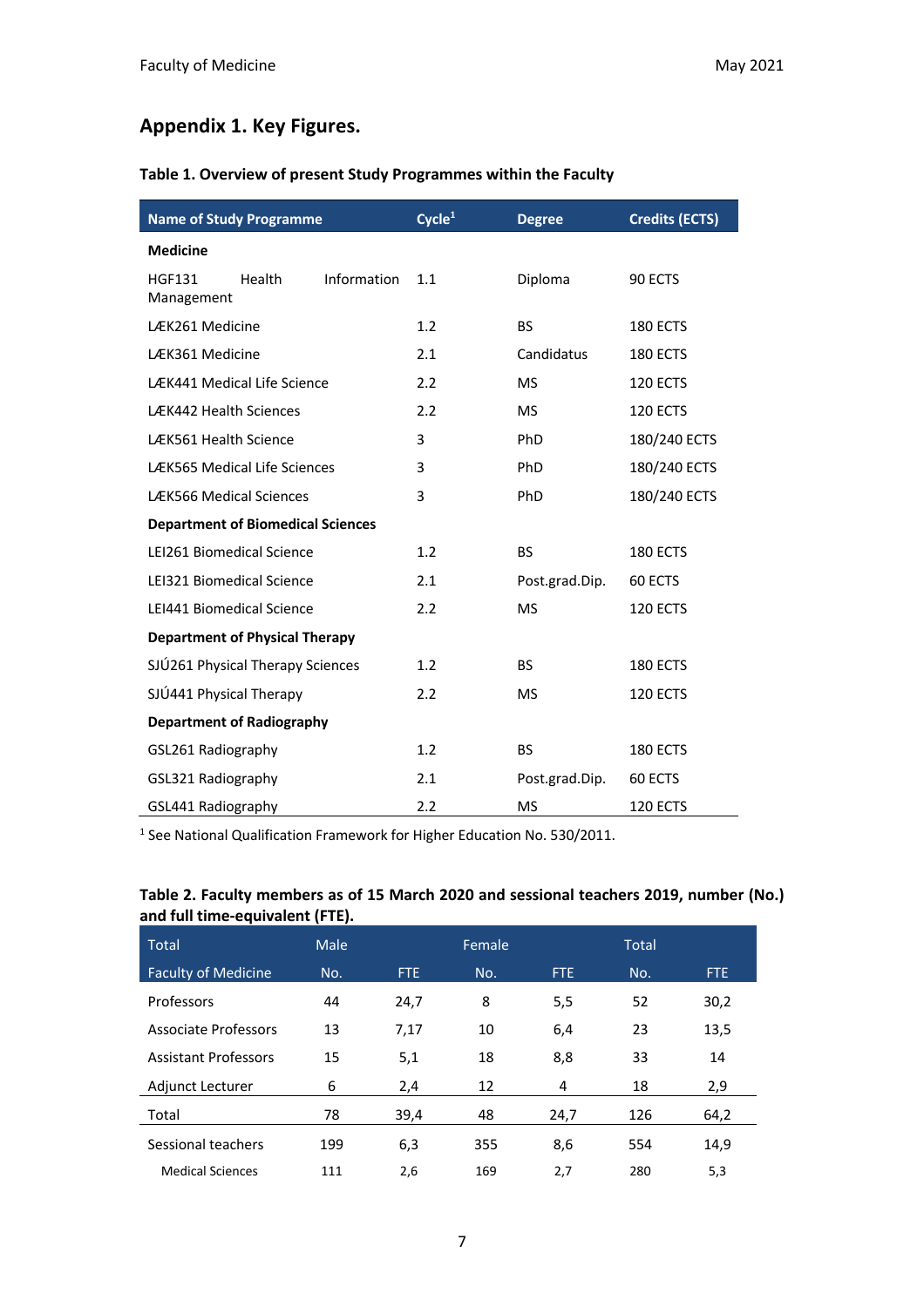## Appendix 1. Key Figures.

**Table 1. Overview of present Study Programmes within the Faculty**

| Name of Study Programme | Cycle[1] | Degree | Credits (ECTS) |
|---|---|---|---|
| **Medicine** | | | |
| HGF131 Health Information Management | 1.1 | Diploma | 90 ECTS |
| LÆK261 Medicine | 1.2 | BS | 180 ECTS |
| LÆK361 Medicine | 2.1 | Candidatus | 180 ECTS |
| LÆK441 Medical Life Science | 2.2 | MS | 120 ECTS |
| LÆK442 Health Sciences | 2.2 | MS | 120 ECTS |
| LÆK561 Health Science | 3 | PhD | 180/240 ECTS |
| LÆK565 Medical Life Sciences | 3 | PhD | 180/240 ECTS |
| LÆK566 Medical Sciences | 3 | PhD | 180/240 ECTS |
| **Department of Biomedical Sciences** | | | |
| LEI261 Biomedical Science | 1.2 | BS | 180 ECTS |
| LEI321 Biomedical Science | 2.1 | Post.grad.Dip. | 60 ECTS |
| LEI441 Biomedical Science | 2.2 | MS | 120 ECTS |
| **Department of Physical Therapy** | | | |
| SJÚ261 Physical Therapy Sciences | 1.2 | BS | 180 ECTS |
| SJÚ441 Physical Therapy | 2.2 | MS | 120 ECTS |
| **Department of Radiography** | | | |
| GSL261 Radiography | 1.2 | BS | 180 ECTS |
| GSL321 Radiography | 2.1 | Post.grad.Dip. | 60 ECTS |
| GSL441 Radiography | 2.2 | MS | 120 ECTS |

[1] See National Qualification Framework for Higher Education No. 530/2011.

**Table 2. Faculty members as of 15 March 2020 and sessional teachers 2019, number (No.) and full time-equivalent (FTE).**

| Total | Male | | Female | | Total | |
|---|---|---|---|---|---|---|
| Faculty of Medicine | No. | FTE | No. | FTE | No. | FTE |
| Professors | 44 | 24,7 | 8 | 5,5 | 52 | 30,2 |
| Associate Professors | 13 | 7,17 | 10 | 6,4 | 23 | 13,5 |
| Assistant Professors | 15 | 5,1 | 18 | 8,8 | 33 | 14 |
| Adjunct Lecturer | 6 | 2,4 | 12 | 4 | 18 | 2,9 |
| Total | 78 | 39,4 | 48 | 24,7 | 126 | 64,2 |
| Sessional teachers | 199 | 6,3 | 355 | 8,6 | 554 | 14,9 |
| Medical Sciences | 111 | 2,6 | 169 | 2,7 | 280 | 5,3 |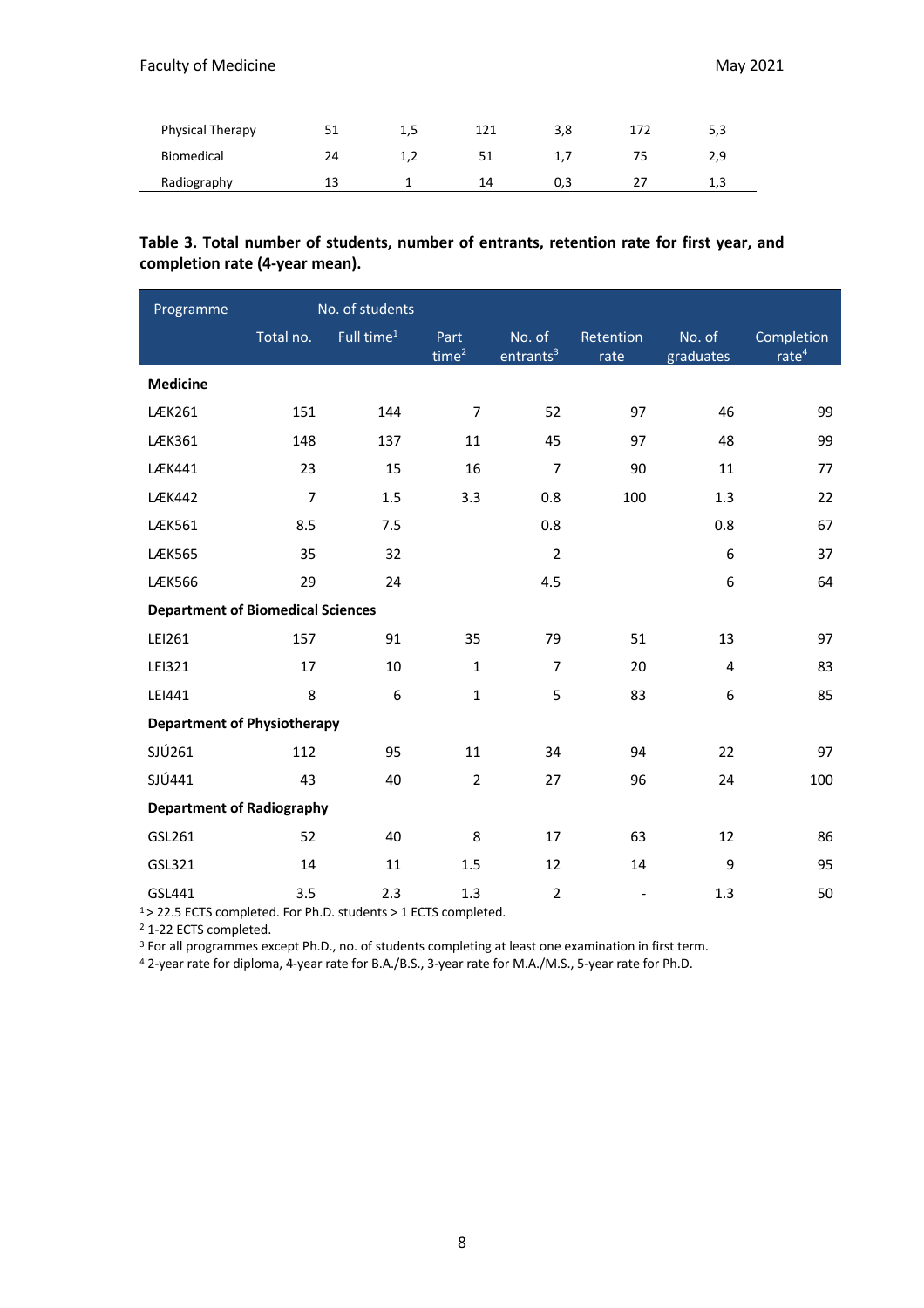| | | | | | | |
|---|---|---|---|---|---|---|
| Physical Therapy | 51 | 1,5 | 121 | 3,8 | 172 | 5,3 |
| Biomedical | 24 | 1,2 | 51 | 1,7 | 75 | 2,9 |
| Radiography | 13 | 1 | 14 | 0,3 | 27 | 1,3 |

**Table 3. Total number of students, number of entrants, retention rate for first year, and completion rate (4-year mean).**

| Programme | No. of students | | | | | | |
|---|---|---|---|---|---|---|---|
| | Total no. | Full time[1] | Part time[2] | No. of entrants[3] | Retention rate | No. of graduates | Completion rate[4] |
| **Medicine** | | | | | | | |
| LÆK261 | 151 | 144 | 7 | 52 | 97 | 46 | 99 |
| LÆK361 | 148 | 137 | 11 | 45 | 97 | 48 | 99 |
| LÆK441 | 23 | 15 | 16 | 7 | 90 | 11 | 77 |
| LÆK442 | 7 | 1.5 | 3.3 | 0.8 | 100 | 1.3 | 22 |
| LÆK561 | 8.5 | 7.5 | | 0.8 | | 0.8 | 67 |
| LÆK565 | 35 | 32 | | 2 | | 6 | 37 |
| LÆK566 | 29 | 24 | | 4.5 | | 6 | 64 |
| **Department of Biomedical Sciences** | | | | | | | |
| LEI261 | 157 | 91 | 35 | 79 | 51 | 13 | 97 |
| LEI321 | 17 | 10 | 1 | 7 | 20 | 4 | 83 |
| LEI441 | 8 | 6 | 1 | 5 | 83 | 6 | 85 |
| **Department of Physiotherapy** | | | | | | | |
| SJÚ261 | 112 | 95 | 11 | 34 | 94 | 22 | 97 |
| SJÚ441 | 43 | 40 | 2 | 27 | 96 | 24 | 100 |
| **Department of Radiography** | | | | | | | |
| GSL261 | 52 | 40 | 8 | 17 | 63 | 12 | 86 |
| GSL321 | 14 | 11 | 1.5 | 12 | 14 | 9 | 95 |
| GSL441 | 3.5 | 2.3 | 1.3 | 2 | - | 1.3 | 50 |

[1] > 22.5 ECTS completed. For Ph.D. students > 1 ECTS completed.
[2] 1-22 ECTS completed.
[3] For all programmes except Ph.D., no. of students completing at least one examination in first term.
[4] 2-year rate for diploma, 4-year rate for B.A./B.S., 3-year rate for M.A./M.S., 5-year rate for Ph.D.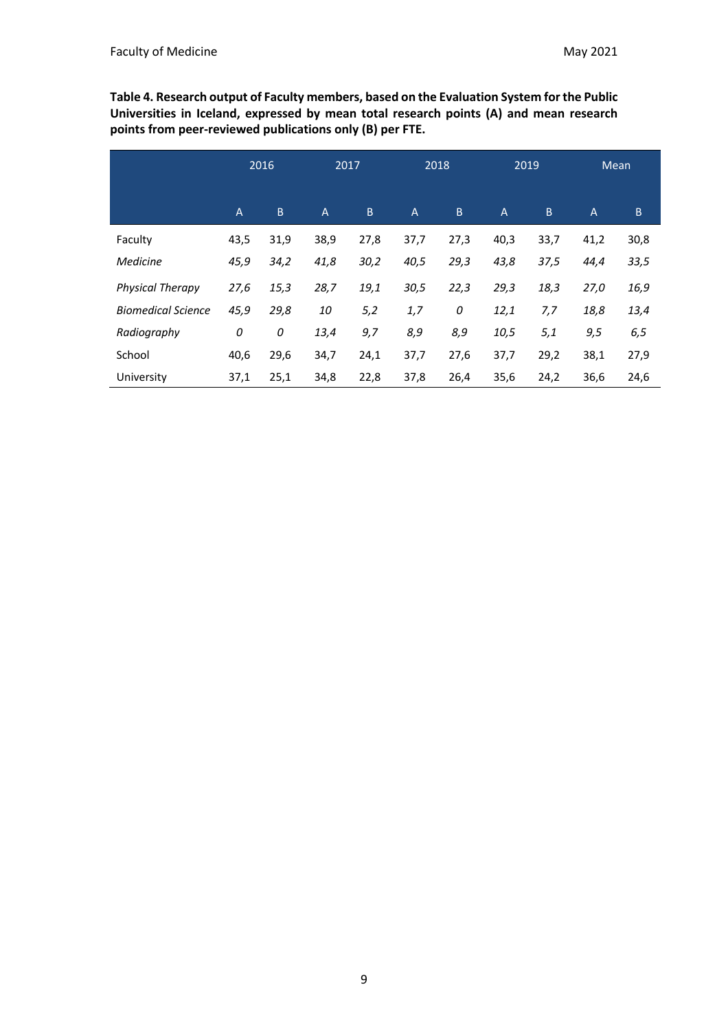**Table 4. Research output of Faculty members, based on the Evaluation System for the Public Universities in Iceland, expressed by mean total research points (A) and mean research points from peer-reviewed publications only (B) per FTE.**

| | 2016 | | 2017 | | 2018 | | 2019 | | Mean | |
|---|---|---|---|---|---|---|---|---|---|---|
| | A | B | A | B | A | B | A | B | A | B |
| Faculty | 43,5 | 31,9 | 38,9 | 27,8 | 37,7 | 27,3 | 40,3 | 33,7 | 41,2 | 30,8 |
| *Medicine* | *45,9* | *34,2* | *41,8* | *30,2* | *40,5* | *29,3* | *43,8* | *37,5* | *44,4* | *33,5* |
| *Physical Therapy* | *27,6* | *15,3* | *28,7* | *19,1* | *30,5* | *22,3* | *29,3* | *18,3* | *27,0* | *16,9* |
| *Biomedical Science* | *45,9* | *29,8* | *10* | *5,2* | *1,7* | *0* | *12,1* | *7,7* | *18,8* | *13,4* |
| *Radiography* | *0* | *0* | *13,4* | *9,7* | *8,9* | *8,9* | *10,5* | *5,1* | *9,5* | *6,5* |
| School | 40,6 | 29,6 | 34,7 | 24,1 | 37,7 | 27,6 | 37,7 | 29,2 | 38,1 | 27,9 |
| University | 37,1 | 25,1 | 34,8 | 22,8 | 37,8 | 26,4 | 35,6 | 24,2 | 36,6 | 24,6 |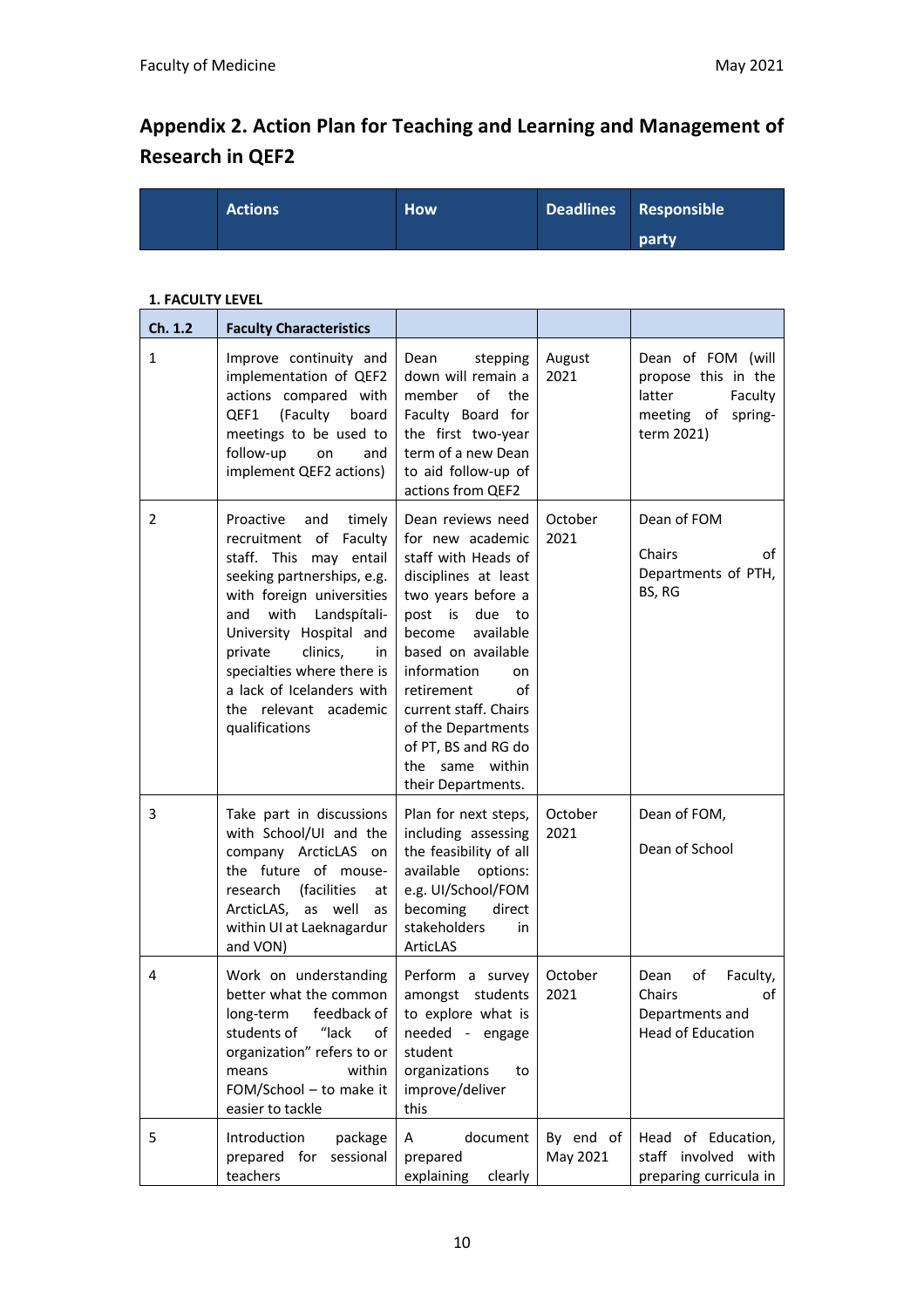## Appendix 2. Action Plan for Teaching and Learning and Management of Research in QEF2

| | Actions | How | Deadlines | Responsible party |
|---|---|---|---|---|

**1. FACULTY LEVEL**

| Ch. 1.2 | Faculty Characteristics | | | |
|---|---|---|---|---|
| 1 | Improve continuity and implementation of QEF2 actions compared with QEF1 (Faculty board meetings to be used to follow-up on and implement QEF2 actions) | Dean stepping down will remain a member of the Faculty Board for the first two-year term of a new Dean to aid follow-up of actions from QEF2 | August 2021 | Dean of FOM (will propose this in the latter Faculty meeting of spring-term 2021) |
| 2 | Proactive and timely recruitment of Faculty staff. This may entail seeking partnerships, e.g. with foreign universities and with Landspítali-University Hospital and private clinics, in specialties where there is a lack of Icelanders with the relevant academic qualifications | Dean reviews need for new academic staff with Heads of disciplines at least two years before a post is due to become available based on available information on retirement of current staff. Chairs of the Departments of PT, BS and RG do the same within their Departments. | October 2021 | Dean of FOM<br><br>Chairs of Departments of PTH, BS, RG |
| 3 | Take part in discussions with School/UI and the company ArcticLAS on the future of mouse-research (facilities at ArcticLAS, as well as within UI at Laeknagardur and VON) | Plan for next steps, including assessing the feasibility of all available options: e.g. UI/School/FOM becoming direct stakeholders in ArticLAS | October 2021 | Dean of FOM,<br><br>Dean of School |
| 4 | Work on understanding better what the common long-term feedback of students of "lack of organization" refers to or means within FOM/School – to make it easier to tackle | Perform a survey amongst students to explore what is needed - engage student organizations to improve/deliver this | October 2021 | Dean of Faculty, Chairs of Departments and Head of Education |
| 5 | Introduction package prepared for sessional teachers | A document prepared explaining clearly | By end of May 2021 | Head of Education, staff involved with preparing curricula in |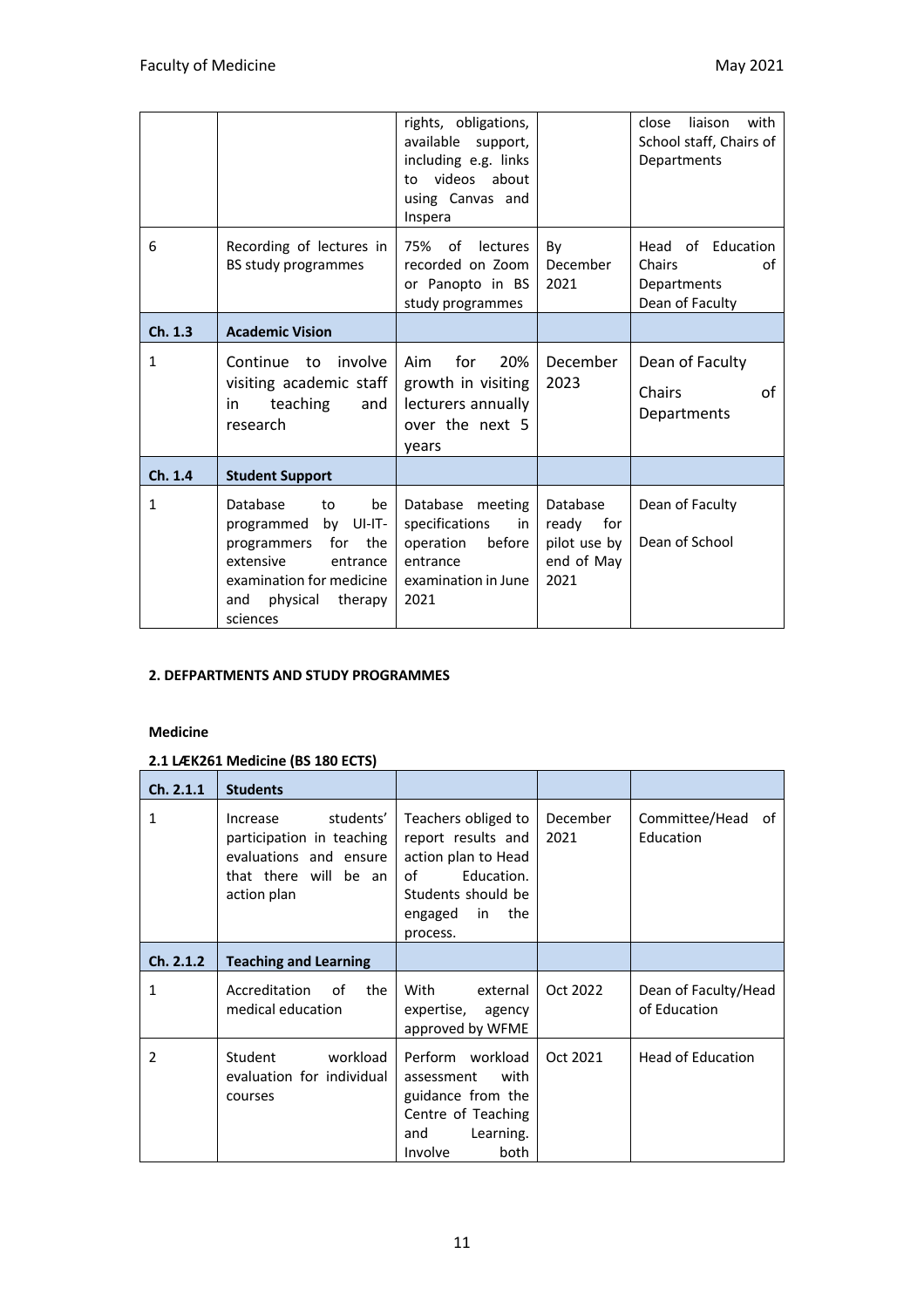| | | rights, obligations, available support, including e.g. links to videos about using Canvas and Inspera | | close liaison with School staff, Chairs of Departments |
|---|---|---|---|---|
| 6 | Recording of lectures in BS study programmes | 75% of lectures recorded on Zoom or Panopto in BS study programmes | By December 2021 | Head of Education Chairs of Departments Dean of Faculty |
| **Ch. 1.3** | **Academic Vision** | | | |
| 1 | Continue to involve visiting academic staff in teaching and research | Aim for 20% growth in visiting lecturers annually over the next 5 years | December 2023 | Dean of Faculty<br>Chairs of Departments |
| **Ch. 1.4** | **Student Support** | | | |
| 1 | Database to be programmed by UI-IT-programmers for the extensive entrance examination for medicine and physical therapy sciences | Database meeting specifications in operation before entrance examination in June 2021 | Database ready for pilot use by end of May 2021 | Dean of Faculty<br>Dean of School |

**2. DEFPARTMENTS AND STUDY PROGRAMMES**

**Medicine**

**2.1 LÆK261 Medicine (BS 180 ECTS)**

| **Ch. 2.1.1** | **Students** | | | |
|---|---|---|---|---|
| 1 | Increase students' participation in teaching evaluations and ensure that there will be an action plan | Teachers obliged to report results and action plan to Head of Education. Students should be engaged in the process. | December 2021 | Committee/Head of Education |
| **Ch. 2.1.2** | **Teaching and Learning** | | | |
| 1 | Accreditation of the medical education | With external expertise, agency approved by WFME | Oct 2022 | Dean of Faculty/Head of Education |
| 2 | Student workload evaluation for individual courses | Perform workload assessment with guidance from the Centre of Teaching and Learning. Involve both | Oct 2021 | Head of Education |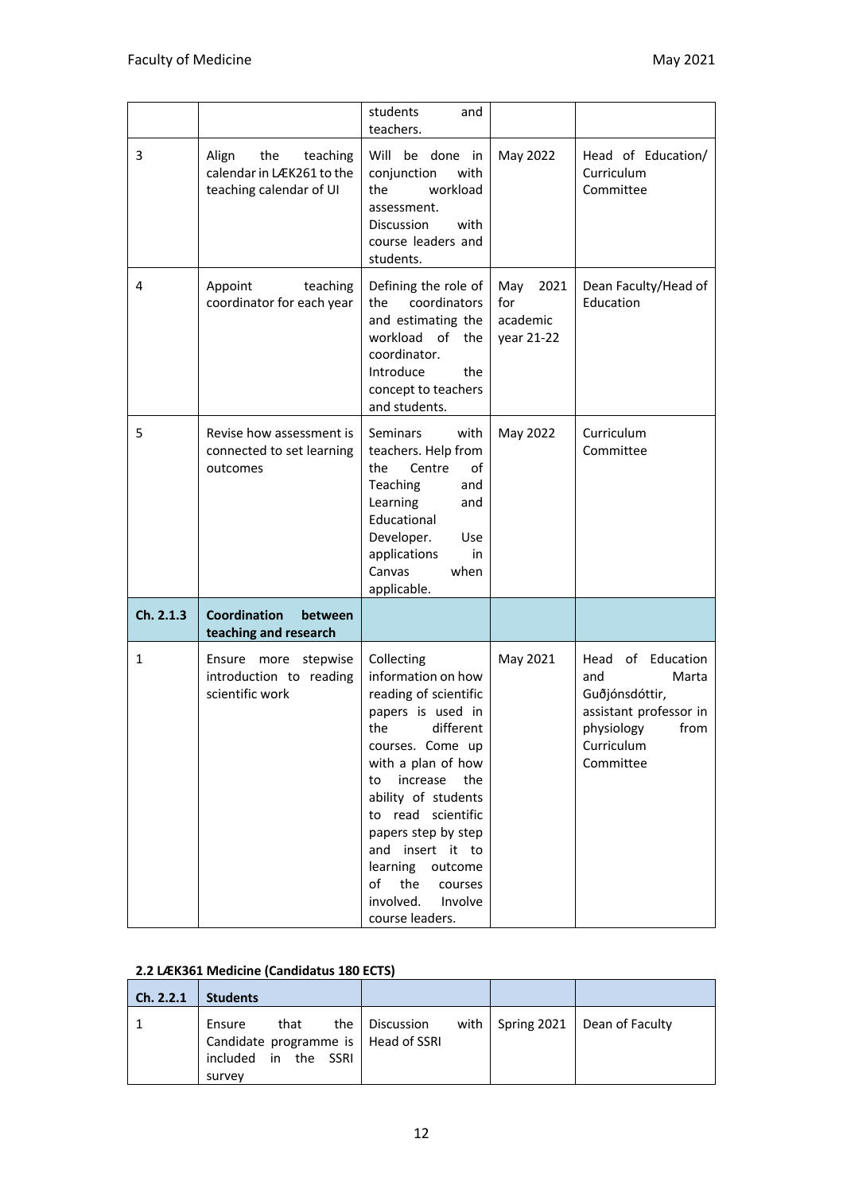| | | students and teachers. | | |
|---|---|---|---|---|
| 3 | Align the teaching calendar in LÆK261 to the teaching calendar of UI | Will be done in conjunction with the workload assessment. Discussion with course leaders and students. | May 2022 | Head of Education/ Curriculum Committee |
| 4 | Appoint teaching coordinator for each year | Defining the role of the coordinators and estimating the workload of the coordinator. Introduce the concept to teachers and students. | May 2021 for academic year 21-22 | Dean Faculty/Head of Education |
| 5 | Revise how assessment is connected to set learning outcomes | Seminars with teachers. Help from the Centre of Teaching and Learning and Educational Developer. Use applications in Canvas when applicable. | May 2022 | Curriculum Committee |
| **Ch. 2.1.3** | **Coordination between teaching and research** | | | |
| 1 | Ensure more stepwise introduction to reading scientific work | Collecting information on how reading of scientific papers is used in the different courses. Come up with a plan of how to increase the ability of students to read scientific papers step by step and insert it to learning outcome of the courses involved. Involve course leaders. | May 2021 | Head of Education and Marta Guðjónsdóttir, assistant professor in physiology from Curriculum Committee |

**2.2 LÆK361 Medicine (Candidatus 180 ECTS)**

| **Ch. 2.2.1** | **Students** | | | |
|---|---|---|---|---|
| 1 | Ensure that the Candidate programme is included in the SSRI survey | Discussion with Head of SSRI | Spring 2021 | Dean of Faculty |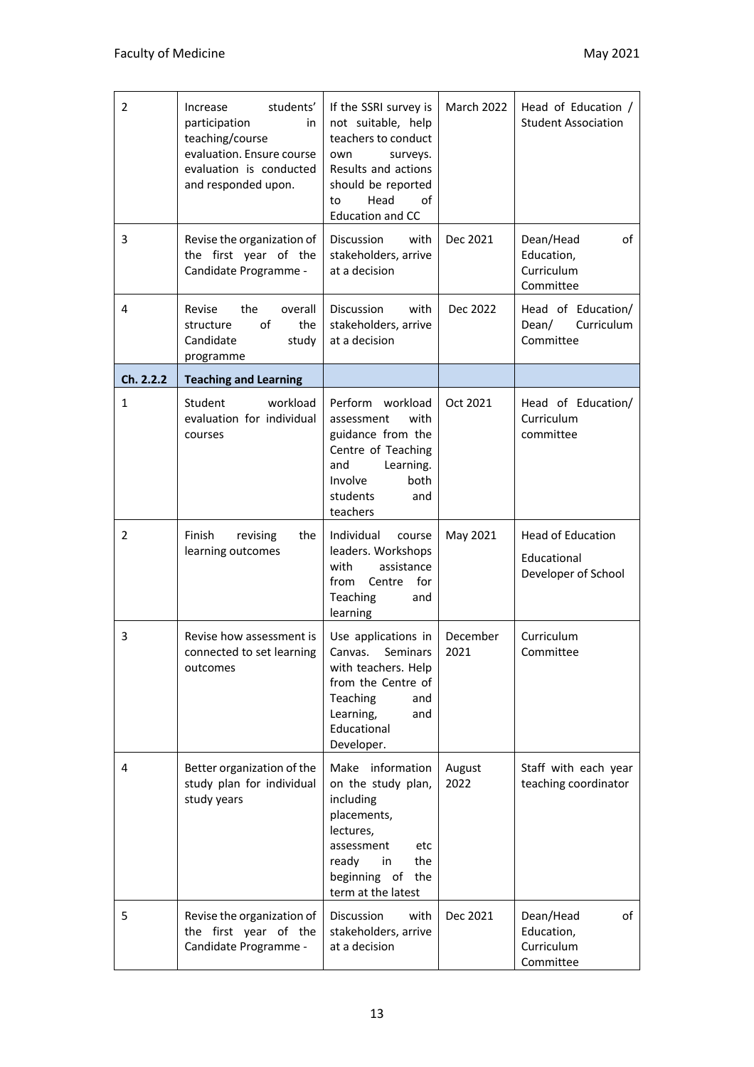| | | | | |
|---|---|---|---|---|
| 2 | Increase students' participation in teaching/course evaluation. Ensure course evaluation is conducted and responded upon. | If the SSRI survey is not suitable, help teachers to conduct own surveys. Results and actions should be reported to Head of Education and CC | March 2022 | Head of Education / Student Association |
| 3 | Revise the organization of the first year of the Candidate Programme - | Discussion with stakeholders, arrive at a decision | Dec 2021 | Dean/Head of Education, Curriculum Committee |
| 4 | Revise the overall structure of the Candidate study programme | Discussion with stakeholders, arrive at a decision | Dec 2022 | Head of Education/ Dean/ Curriculum Committee |
| **Ch. 2.2.2** | **Teaching and Learning** | | | |
| 1 | Student workload evaluation for individual courses | Perform workload assessment with guidance from the Centre of Teaching and Learning. Involve both students and teachers | Oct 2021 | Head of Education/ Curriculum committee |
| 2 | Finish revising the learning outcomes | Individual course leaders. Workshops with assistance from Centre for Teaching and learning | May 2021 | Head of Education<br><br>Educational Developer of School |
| 3 | Revise how assessment is connected to set learning outcomes | Use applications in Canvas. Seminars with teachers. Help from the Centre of Teaching and Learning, and Educational Developer. | December 2021 | Curriculum Committee |
| 4 | Better organization of the study plan for individual study years | Make information on the study plan, including placements, lectures, assessment etc ready in the beginning of the term at the latest | August 2022 | Staff with each year teaching coordinator |
| 5 | Revise the organization of the first year of the Candidate Programme - | Discussion with stakeholders, arrive at a decision | Dec 2021 | Dean/Head of Education, Curriculum Committee |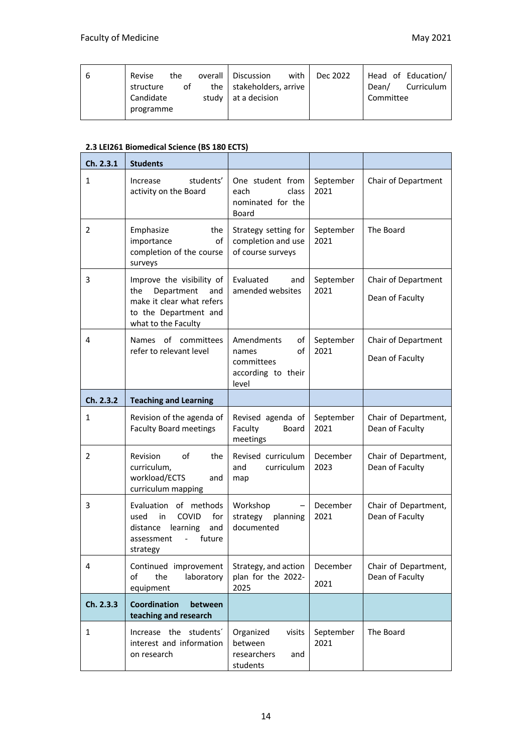| 6 | Revise the overall structure of the Candidate study programme | Discussion with the stakeholders, arrive at a decision | Dec 2022 | Head of Education/ Dean/ Curriculum Committee |
|---|---|---|---|---|

**2.3 LEI261 Biomedical Science (BS 180 ECTS)**

| Ch. 2.3.1 | Students | | | |
|---|---|---|---|---|
| 1 | Increase students' activity on the Board | One student from each class nominated for the Board | September 2021 | Chair of Department |
| 2 | Emphasize the importance of completion of the course surveys | Strategy setting for completion and use of course surveys | September 2021 | The Board |
| 3 | Improve the visibility of the Department and make it clear what refers to the Department and what to the Faculty | Evaluated and amended websites | September 2021 | Chair of Department<br><br>Dean of Faculty |
| 4 | Names of committees refer to relevant level | Amendments of names of committees according to their level | September 2021 | Chair of Department<br><br>Dean of Faculty |
| **Ch. 2.3.2** | **Teaching and Learning** | | | |
| 1 | Revision of the agenda of Faculty Board meetings | Revised agenda of Faculty Board meetings | September 2021 | Chair of Department, Dean of Faculty |
| 2 | Revision of the curriculum, workload/ECTS and curriculum mapping | Revised curriculum and curriculum map | December 2023 | Chair of Department, Dean of Faculty |
| 3 | Evaluation of methods used in COVID for distance learning and assessment - future strategy | Workshop – strategy planning documented | December 2021 | Chair of Department, Dean of Faculty |
| 4 | Continued improvement of the laboratory equipment | Strategy, and action plan for the 2022-2025 | December<br><br>2021 | Chair of Department, Dean of Faculty |
| **Ch. 2.3.3** | **Coordination between teaching and research** | | | |
| 1 | Increase the students´ interest and information on research | Organized visits between researchers and students | September 2021 | The Board |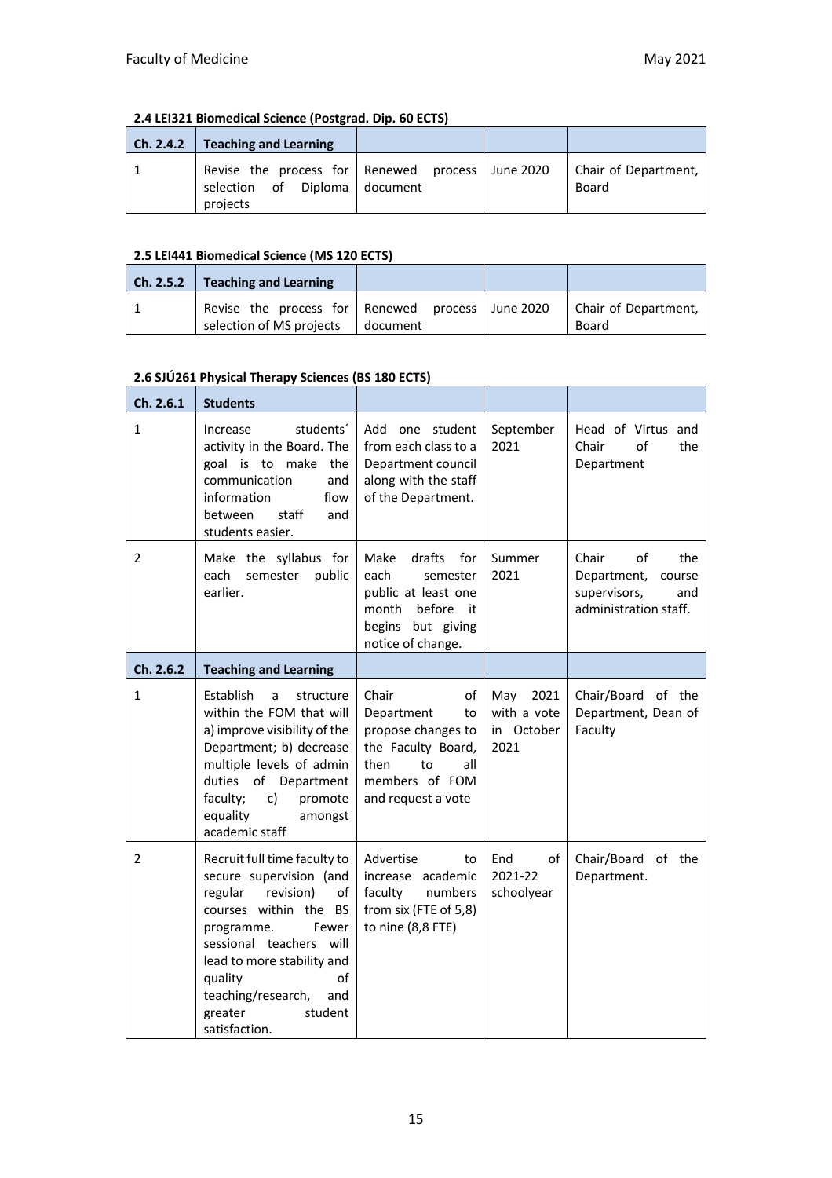#### 2.4 LEI321 Biomedical Science (Postgrad. Dip. 60 ECTS)

| Ch. 2.4.2 | Teaching and Learning | | | |
|---|---|---|---|---|
| 1 | Revise the process for selection of Diploma projects | Renewed process document | June 2020 | Chair of Department, Board |

#### 2.5 LEI441 Biomedical Science (MS 120 ECTS)

| Ch. 2.5.2 | Teaching and Learning | | | |
|---|---|---|---|---|
| 1 | Revise the process for selection of MS projects | Renewed process document | June 2020 | Chair of Department, Board |

#### 2.6 SJÚ261 Physical Therapy Sciences (BS 180 ECTS)

| Ch. 2.6.1 | Students | | | |
|---|---|---|---|---|
| 1 | Increase students´ activity in the Board. The goal is to make the communication and information flow between staff and students easier. | Add one student from each class to a Department council along with the staff of the Department. | September 2021 | Head of Virtus and Chair of the Department |
| 2 | Make the syllabus for each semester public earlier. | Make drafts for each semester public at least one month before it begins but giving notice of change. | Summer 2021 | Chair of the Department, course supervisors, and administration staff. |
| **Ch. 2.6.2** | **Teaching and Learning** | | | |
| 1 | Establish a structure within the FOM that will a) improve visibility of the Department; b) decrease multiple levels of admin duties of Department faculty; c) promote equality amongst academic staff | Chair of Department to propose changes to the Faculty Board, then to all members of FOM and request a vote | May 2021 with a vote in October 2021 | Chair/Board of the Department, Dean of Faculty |
| 2 | Recruit full time faculty to secure supervision (and regular revision) of courses within the BS programme. Fewer sessional teachers will lead to more stability and quality of teaching/research, and greater student satisfaction. | Advertise to increase academic faculty numbers from six (FTE of 5,8) to nine (8,8 FTE) | End of 2021-22 schoolyear | Chair/Board of the Department. |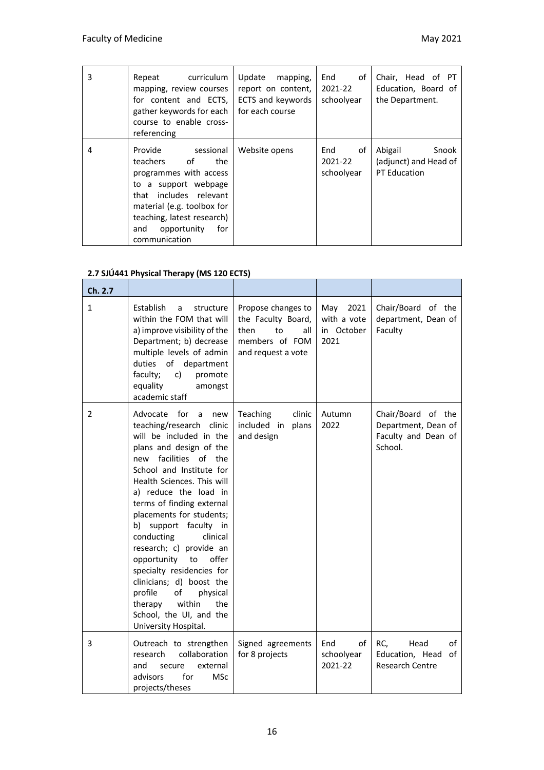| 3 | Repeat curriculum mapping, review courses for content and ECTS, gather keywords for each course to enable cross-referencing | Update mapping, report on content, ECTS and keywords for each course | End of 2021-22 schoolyear | Chair, Head of PT Education, Board of the Department. |
|---|---|---|---|---|
| 4 | Provide sessional teachers of the programmes with access to a support webpage that includes relevant material (e.g. toolbox for teaching, latest research) and opportunity for communication | Website opens | End of 2021-22 schoolyear | Abigail Snook (adjunct) and Head of PT Education |

## 2.7 SJÚ441 Physical Therapy (MS 120 ECTS)

| Ch. 2.7 | | | | |
|---|---|---|---|---|
| 1 | Establish a structure within the FOM that will a) improve visibility of the Department; b) decrease multiple levels of admin duties of department faculty; c) promote equality amongst academic staff | Propose changes to the Faculty Board, then to all members of FOM and request a vote | May 2021 with a vote in October 2021 | Chair/Board of the department, Dean of Faculty |
| 2 | Advocate for a new teaching/research clinic will be included in the plans and design of the new facilities of the School and Institute for Health Sciences. This will a) reduce the load in terms of finding external placements for students; b) support faculty in conducting clinical research; c) provide an opportunity to offer specialty residencies for clinicians; d) boost the profile of physical therapy within the School, the UI, and the University Hospital. | Teaching clinic included in plans and design | Autumn 2022 | Chair/Board of the Department, Dean of Faculty and Dean of School. |
| 3 | Outreach to strengthen research collaboration and secure external advisors for MSc projects/theses | Signed agreements for 8 projects | End of schoolyear 2021-22 | RC, Head of Education, Head of Research Centre |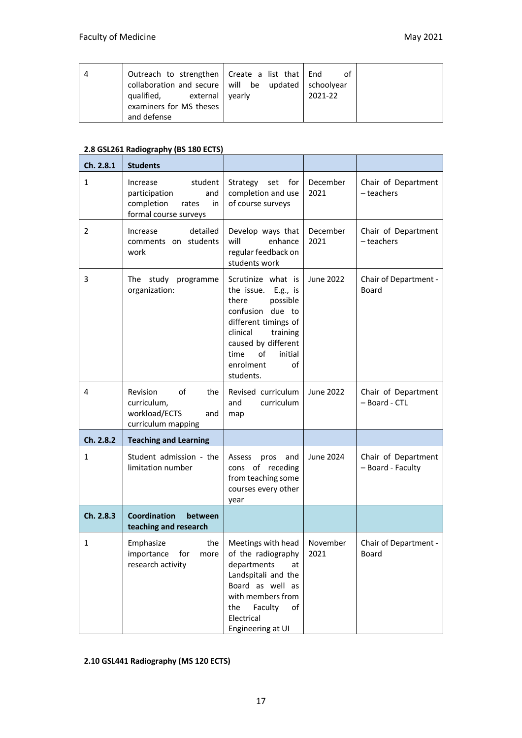| 4 | Outreach to strengthen collaboration and secure qualified, external examiners for MS theses and defense | Create a list that will be updated yearly | End of schoolyear 2021-22 | |
|---|---|---|---|---|

**2.8 GSL261 Radiography (BS 180 ECTS)**

| Ch. 2.8.1 | Students | | | |
|---|---|---|---|---|
| 1 | Increase student participation and completion rates in formal course surveys | Strategy set for completion and use of course surveys | December 2021 | Chair of Department – teachers |
| 2 | Increase detailed comments on students work | Develop ways that will enhance regular feedback on students work | December 2021 | Chair of Department – teachers |
| 3 | The study programme organization: | Scrutinize what is the issue. E.g., is there possible confusion due to different timings of clinical training caused by different time of initial enrolment of students. | June 2022 | Chair of Department - Board |
| 4 | Revision of the curriculum, workload/ECTS and curriculum mapping | Revised curriculum and curriculum map | June 2022 | Chair of Department – Board - CTL |
| **Ch. 2.8.2** | **Teaching and Learning** | | | |
| 1 | Student admission - the limitation number | Assess pros and cons of receding from teaching some courses every other year | June 2024 | Chair of Department – Board - Faculty |
| **Ch. 2.8.3** | **Coordination between teaching and research** | | | |
| 1 | Emphasize the importance for more research activity | Meetings with head of the radiography departments at Landspitali and the Board as well as with members from the Faculty of Electrical Engineering at UI | November 2021 | Chair of Department - Board |

**2.10 GSL441 Radiography (MS 120 ECTS)**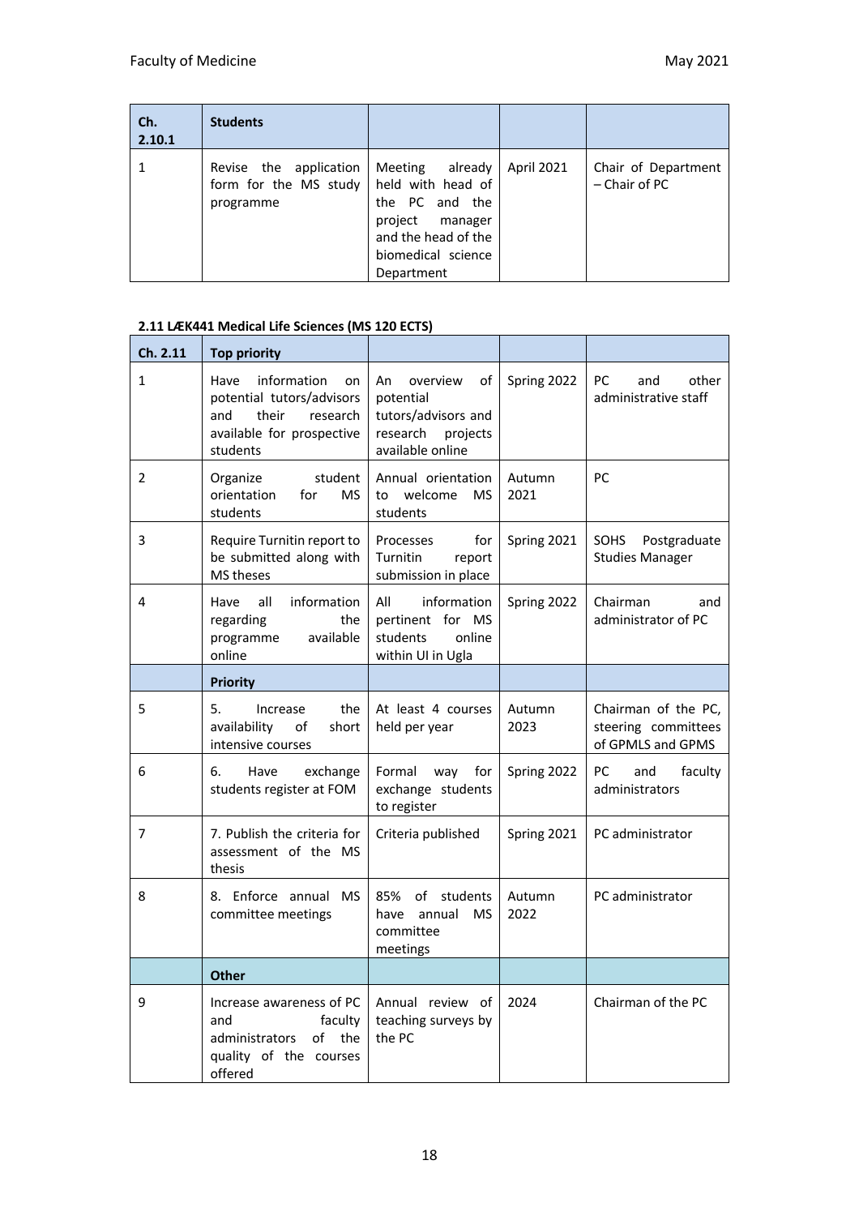| Ch. 2.10.1 | Students | | | |
|---|---|---|---|---|
| 1 | Revise the application form for the MS study programme | Meeting already held with head of the PC and the project manager and the head of the biomedical science Department | April 2021 | Chair of Department – Chair of PC |

**2.11 LÆK441 Medical Life Sciences (MS 120 ECTS)**

| Ch. 2.11 | Top priority | | | |
|---|---|---|---|---|
| 1 | Have information on potential tutors/advisors and their research available for prospective students | An overview of potential tutors/advisors and research projects available online | Spring 2022 | PC and other administrative staff |
| 2 | Organize student orientation for MS students | Annual orientation to welcome MS students | Autumn 2021 | PC |
| 3 | Require Turnitin report to be submitted along with MS theses | Processes for Turnitin report submission in place | Spring 2021 | SOHS Postgraduate Studies Manager |
| 4 | Have all information regarding the programme available online | All information pertinent for MS students online within UI in Ugla | Spring 2022 | Chairman and administrator of PC |
| | **Priority** | | | |
| 5 | 5. Increase the availability of short intensive courses | At least 4 courses held per year | Autumn 2023 | Chairman of the PC, steering committees of GPMLS and GPMS |
| 6 | 6. Have exchange students register at FOM | Formal way for exchange students to register | Spring 2022 | PC and faculty administrators |
| 7 | 7. Publish the criteria for assessment of the MS thesis | Criteria published | Spring 2021 | PC administrator |
| 8 | 8. Enforce annual MS committee meetings | 85% of students have annual MS committee meetings | Autumn 2022 | PC administrator |
| | **Other** | | | |
| 9 | Increase awareness of PC and faculty administrators of the quality of the courses offered | Annual review of teaching surveys by the PC | 2024 | Chairman of the PC |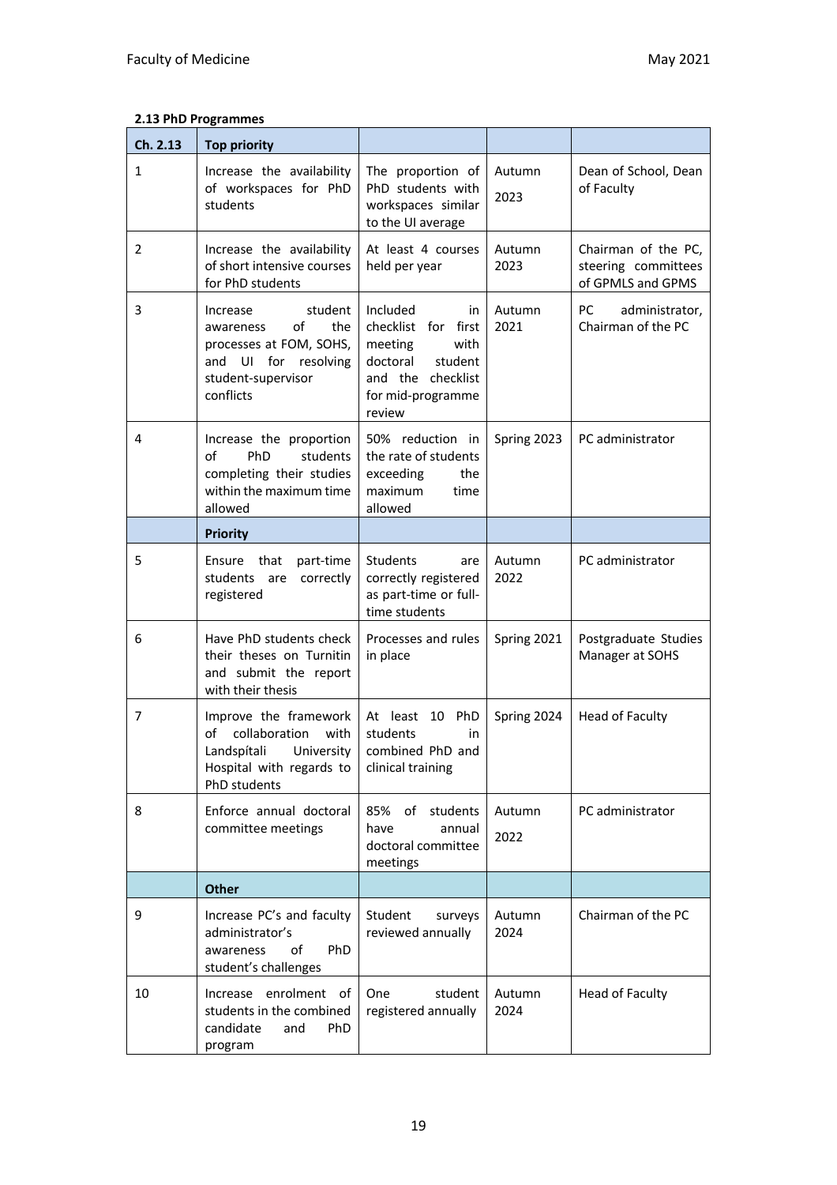**2.13 PhD Programmes**

| Ch. 2.13 | Top priority | | | |
|---|---|---|---|---|
| 1 | Increase the availability of workspaces for PhD students | The proportion of PhD students with workspaces similar to the UI average | Autumn 2023 | Dean of School, Dean of Faculty |
| 2 | Increase the availability of short intensive courses for PhD students | At least 4 courses held per year | Autumn 2023 | Chairman of the PC, steering committees of GPMLS and GPMS |
| 3 | Increase student awareness of the processes at FOM, SOHS, and UI for resolving student-supervisor conflicts | Included in checklist for first meeting with doctoral student and the checklist for mid-programme review | Autumn 2021 | PC administrator, Chairman of the PC |
| 4 | Increase the proportion of PhD students completing their studies within the maximum time allowed | 50% reduction in the rate of students exceeding the maximum time allowed | Spring 2023 | PC administrator |
| | **Priority** | | | |
| 5 | Ensure that part-time students are correctly registered | Students are correctly registered as part-time or full-time students | Autumn 2022 | PC administrator |
| 6 | Have PhD students check their theses on Turnitin and submit the report with their thesis | Processes and rules in place | Spring 2021 | Postgraduate Studies Manager at SOHS |
| 7 | Improve the framework of collaboration with Landspítali University Hospital with regards to PhD students | At least 10 PhD students in combined PhD and clinical training | Spring 2024 | Head of Faculty |
| 8 | Enforce annual doctoral committee meetings | 85% of students have annual doctoral committee meetings | Autumn 2022 | PC administrator |
| | **Other** | | | |
| 9 | Increase PC's and faculty administrator's awareness of PhD student's challenges | Student surveys reviewed annually | Autumn 2024 | Chairman of the PC |
| 10 | Increase enrolment of students in the combined candidate and PhD program | One student registered annually | Autumn 2024 | Head of Faculty |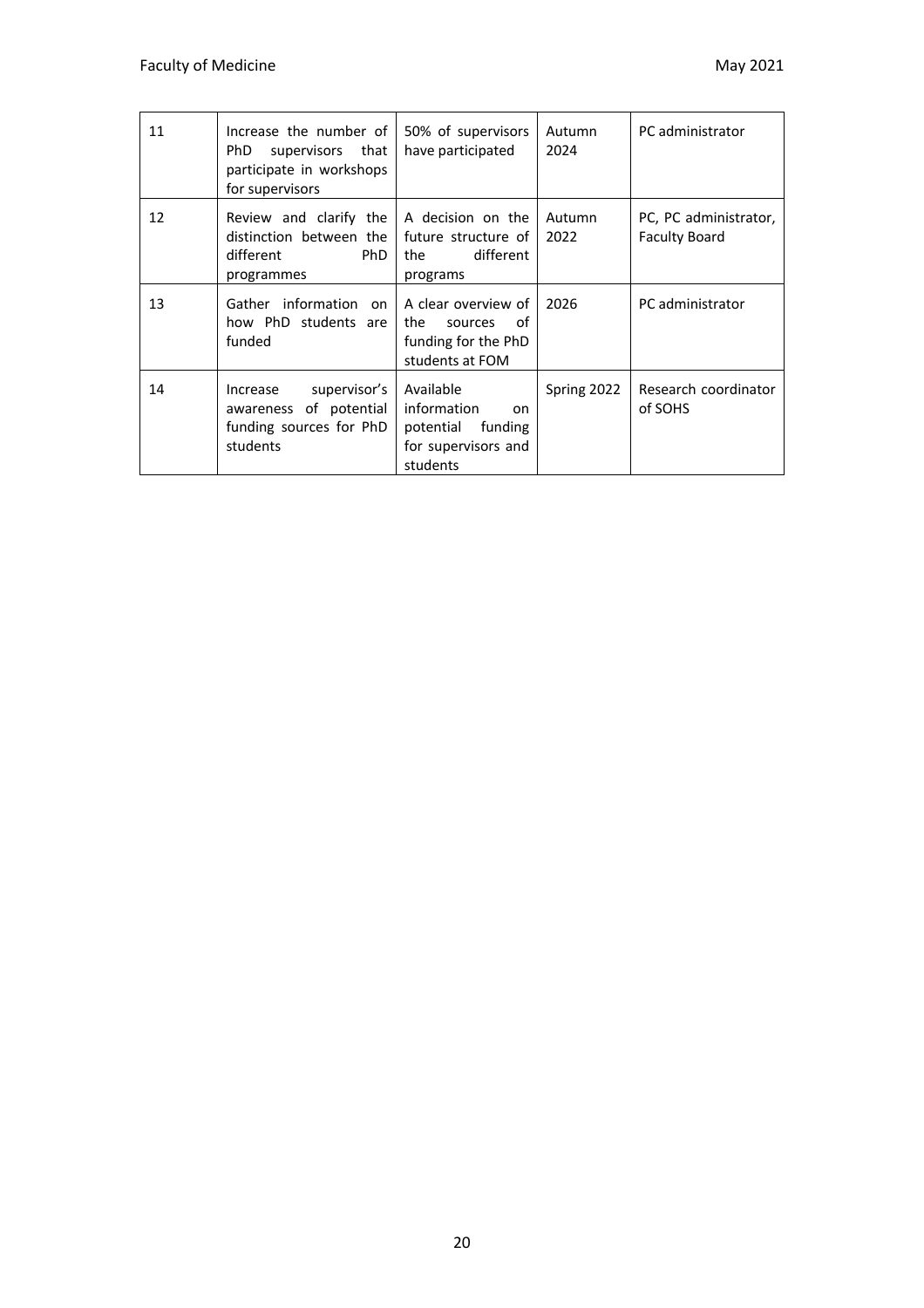| | | | | |
|---|---|---|---|---|
| 11 | Increase the number of PhD supervisors that participate in workshops for supervisors | 50% of supervisors have participated | Autumn 2024 | PC administrator |
| 12 | Review and clarify the distinction between the different PhD programmes | A decision on the future structure of the different programs | Autumn 2022 | PC, PC administrator, Faculty Board |
| 13 | Gather information on how PhD students are funded | A clear overview of the sources of funding for the PhD students at FOM | 2026 | PC administrator |
| 14 | Increase supervisor's awareness of potential funding sources for PhD students | Available information on potential funding for supervisors and students | Spring 2022 | Research coordinator of SOHS |